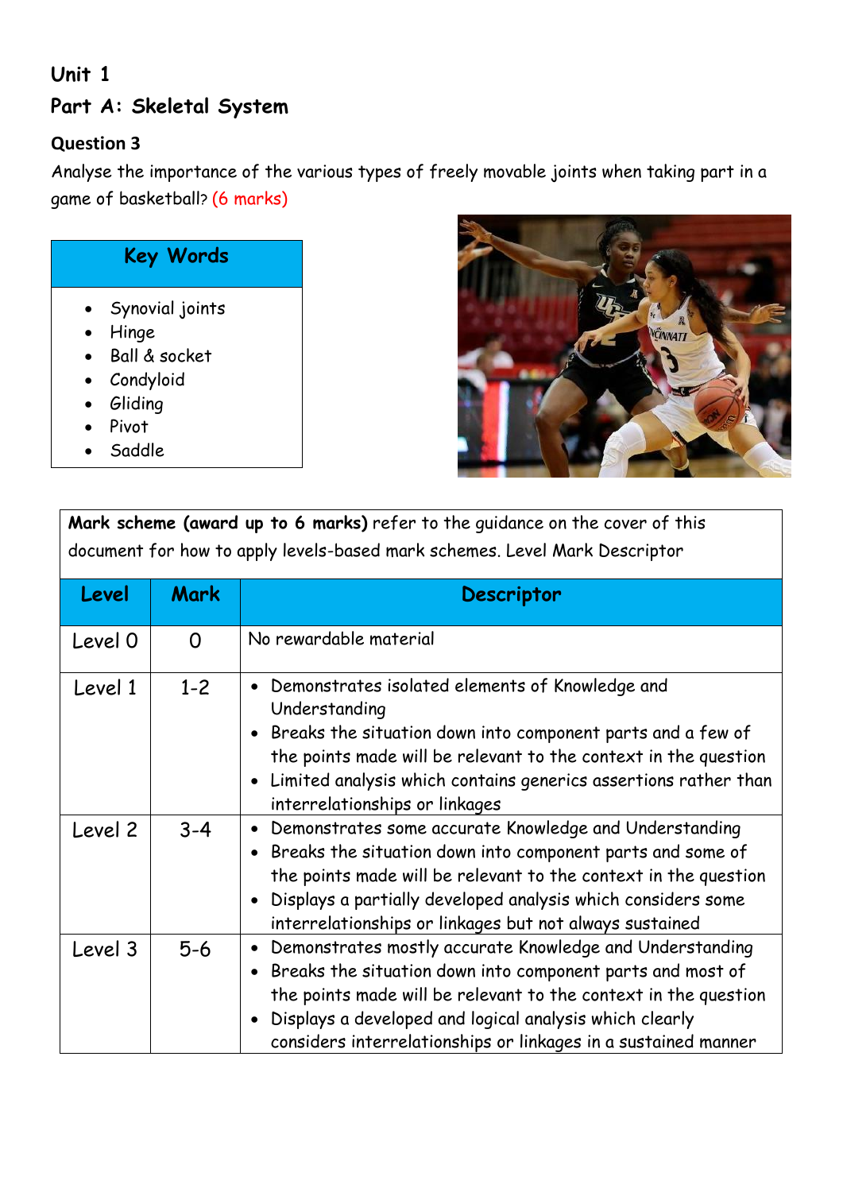## Unit 1

## Part A: Skeletal System

### Question 3

Analyse the importance of the various types of freely movable joints when taking part in a game of basketball? (6 marks)

| Key Words |
|---|
| • Synovial joints<br>• Hinge<br>• Ball & socket<br>• Condyloid<br>• Gliding<br>• Pivot<br>• Saddle |

**Mark scheme (award up to 6 marks)** refer to the guidance on the cover of this document for how to apply levels-based mark schemes. Level Mark Descriptor

| Level | Mark | Descriptor |
|---|---|---|
| Level 0 | 0 | No rewardable material |
| Level 1 | 1-2 | • Demonstrates isolated elements of Knowledge and Understanding<br>• Breaks the situation down into component parts and a few of the points made will be relevant to the context in the question<br>• Limited analysis which contains generics assertions rather than interrelationships or linkages |
| Level 2 | 3-4 | • Demonstrates some accurate Knowledge and Understanding<br>• Breaks the situation down into component parts and some of the points made will be relevant to the context in the question<br>• Displays a partially developed analysis which considers some interrelationships or linkages but not always sustained |
| Level 3 | 5-6 | • Demonstrates mostly accurate Knowledge and Understanding<br>• Breaks the situation down into component parts and most of the points made will be relevant to the context in the question<br>• Displays a developed and logical analysis which clearly considers interrelationships or linkages in a sustained manner |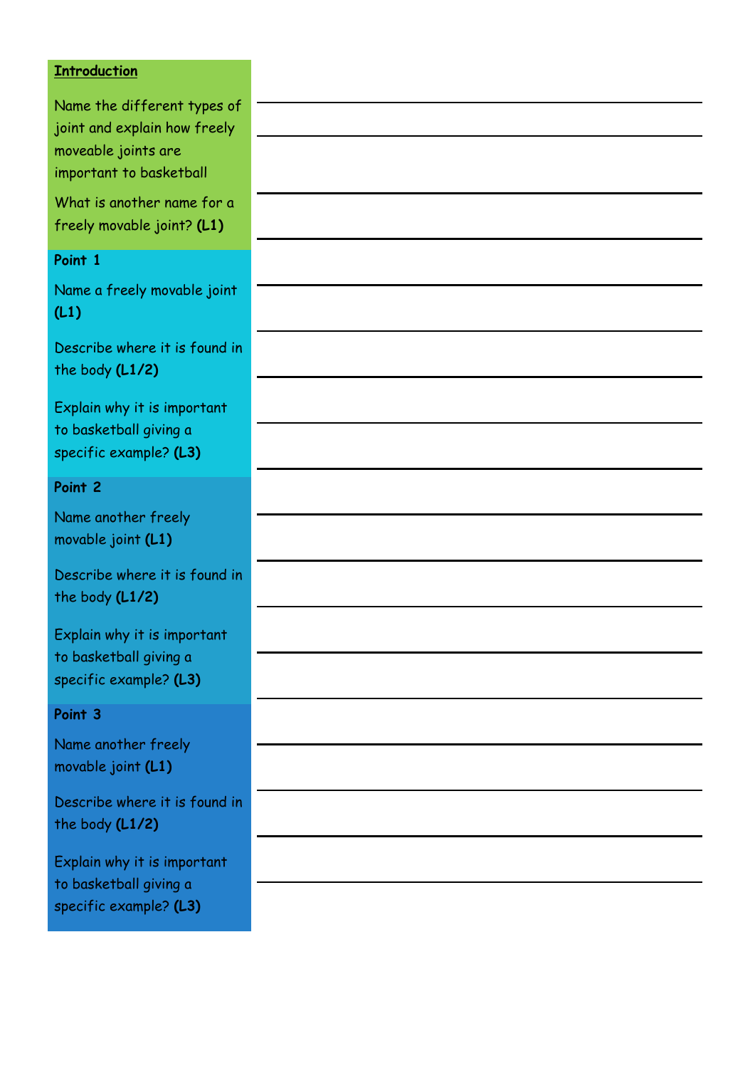**Introduction**

Name the different types of joint and explain how freely moveable joints are important to basketball

What is another name for a freely movable joint? **(L1)**

**Point 1**

Name a freely movable joint **(L1)**

Describe where it is found in the body **(L1/2)**

Explain why it is important to basketball giving a specific example? **(L3)**

**Point 2**

Name another freely movable joint **(L1)**

Describe where it is found in the body **(L1/2)**

Explain why it is important to basketball giving a specific example? **(L3)**

**Point 3**

Name another freely movable joint **(L1)**

Describe where it is found in the body **(L1/2)**

Explain why it is important to basketball giving a specific example? **(L3)**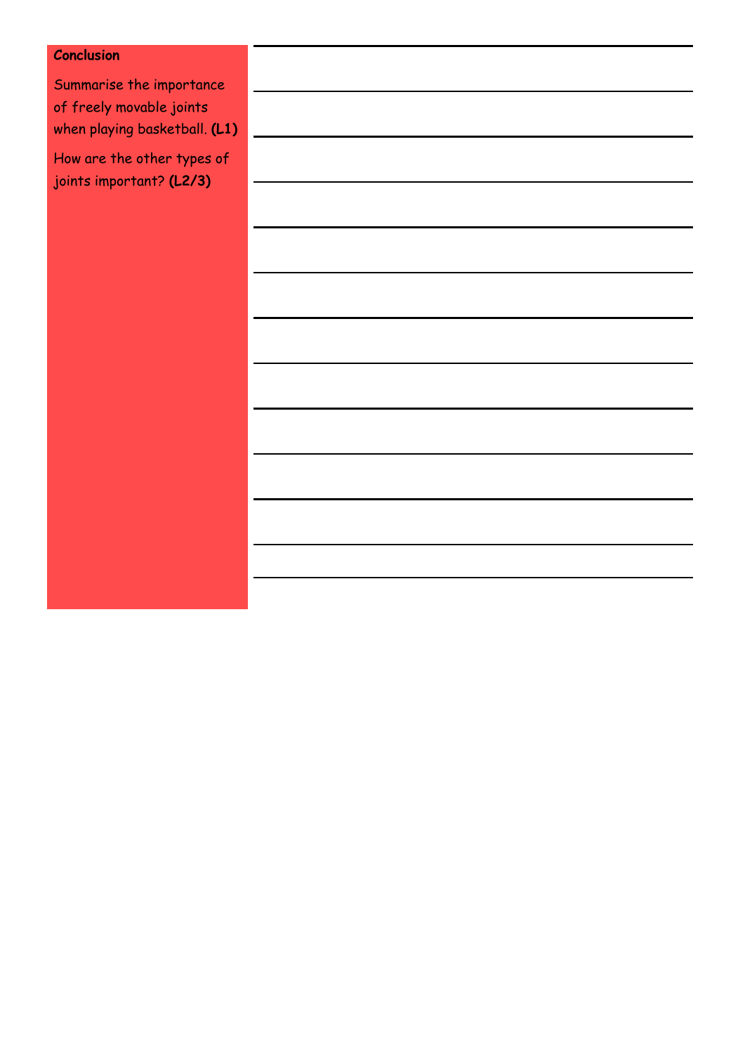**Conclusion**

Summarise the importance of freely movable joints when playing basketball. **(L1)**

How are the other types of joints important? **(L2/3)**